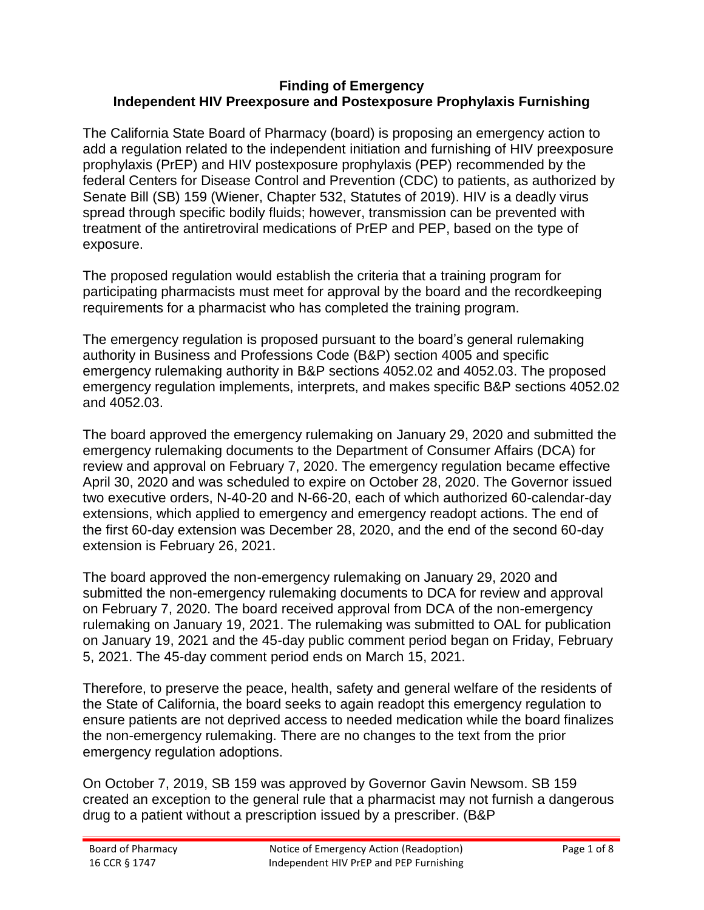**Finding of Emergency**
**Independent HIV Preexposure and Postexposure Prophylaxis Furnishing**

The California State Board of Pharmacy (board) is proposing an emergency action to add a regulation related to the independent initiation and furnishing of HIV preexposure prophylaxis (PrEP) and HIV postexposure prophylaxis (PEP) recommended by the federal Centers for Disease Control and Prevention (CDC) to patients, as authorized by Senate Bill (SB) 159 (Wiener, Chapter 532, Statutes of 2019). HIV is a deadly virus spread through specific bodily fluids; however, transmission can be prevented with treatment of the antiretroviral medications of PrEP and PEP, based on the type of exposure.

The proposed regulation would establish the criteria that a training program for participating pharmacists must meet for approval by the board and the recordkeeping requirements for a pharmacist who has completed the training program.

The emergency regulation is proposed pursuant to the board's general rulemaking authority in Business and Professions Code (B&P) section 4005 and specific emergency rulemaking authority in B&P sections 4052.02 and 4052.03. The proposed emergency regulation implements, interprets, and makes specific B&P sections 4052.02 and 4052.03.

The board approved the emergency rulemaking on January 29, 2020 and submitted the emergency rulemaking documents to the Department of Consumer Affairs (DCA) for review and approval on February 7, 2020. The emergency regulation became effective April 30, 2020 and was scheduled to expire on October 28, 2020. The Governor issued two executive orders, N-40-20 and N-66-20, each of which authorized 60-calendar-day extensions, which applied to emergency and emergency readopt actions. The end of the first 60-day extension was December 28, 2020, and the end of the second 60-day extension is February 26, 2021.

The board approved the non-emergency rulemaking on January 29, 2020 and submitted the non-emergency rulemaking documents to DCA for review and approval on February 7, 2020. The board received approval from DCA of the non-emergency rulemaking on January 19, 2021. The rulemaking was submitted to OAL for publication on January 19, 2021 and the 45-day public comment period began on Friday, February 5, 2021. The 45-day comment period ends on March 15, 2021.

Therefore, to preserve the peace, health, safety and general welfare of the residents of the State of California, the board seeks to again readopt this emergency regulation to ensure patients are not deprived access to needed medication while the board finalizes the non-emergency rulemaking. There are no changes to the text from the prior emergency regulation adoptions.

On October 7, 2019, SB 159 was approved by Governor Gavin Newsom. SB 159 created an exception to the general rule that a pharmacist may not furnish a dangerous drug to a patient without a prescription issued by a prescriber. (B&P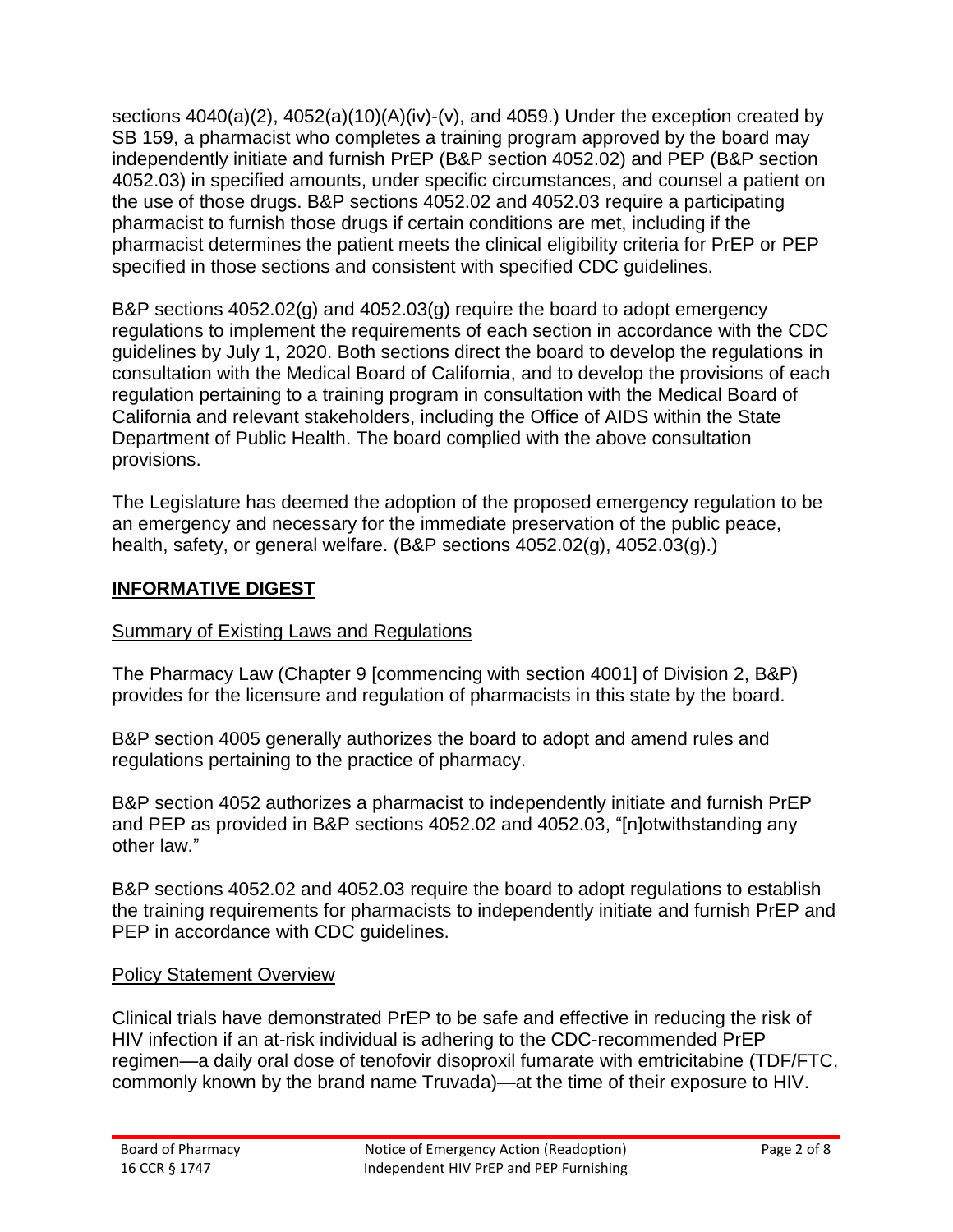sections 4040(a)(2), 4052(a)(10)(A)(iv)-(v), and 4059.) Under the exception created by SB 159, a pharmacist who completes a training program approved by the board may independently initiate and furnish PrEP (B&P section 4052.02) and PEP (B&P section 4052.03) in specified amounts, under specific circumstances, and counsel a patient on the use of those drugs. B&P sections 4052.02 and 4052.03 require a participating pharmacist to furnish those drugs if certain conditions are met, including if the pharmacist determines the patient meets the clinical eligibility criteria for PrEP or PEP specified in those sections and consistent with specified CDC guidelines.

B&P sections 4052.02(g) and 4052.03(g) require the board to adopt emergency regulations to implement the requirements of each section in accordance with the CDC guidelines by July 1, 2020. Both sections direct the board to develop the regulations in consultation with the Medical Board of California, and to develop the provisions of each regulation pertaining to a training program in consultation with the Medical Board of California and relevant stakeholders, including the Office of AIDS within the State Department of Public Health. The board complied with the above consultation provisions.

The Legislature has deemed the adoption of the proposed emergency regulation to be an emergency and necessary for the immediate preservation of the public peace, health, safety, or general welfare. (B&P sections 4052.02(g), 4052.03(g).)

## **INFORMATIVE DIGEST**

### Summary of Existing Laws and Regulations

The Pharmacy Law (Chapter 9 [commencing with section 4001] of Division 2, B&P) provides for the licensure and regulation of pharmacists in this state by the board.

B&P section 4005 generally authorizes the board to adopt and amend rules and regulations pertaining to the practice of pharmacy.

B&P section 4052 authorizes a pharmacist to independently initiate and furnish PrEP and PEP as provided in B&P sections 4052.02 and 4052.03, "[n]otwithstanding any other law."

B&P sections 4052.02 and 4052.03 require the board to adopt regulations to establish the training requirements for pharmacists to independently initiate and furnish PrEP and PEP in accordance with CDC guidelines.

### Policy Statement Overview

Clinical trials have demonstrated PrEP to be safe and effective in reducing the risk of HIV infection if an at-risk individual is adhering to the CDC-recommended PrEP regimen—a daily oral dose of tenofovir disoproxil fumarate with emtricitabine (TDF/FTC, commonly known by the brand name Truvada)—at the time of their exposure to HIV.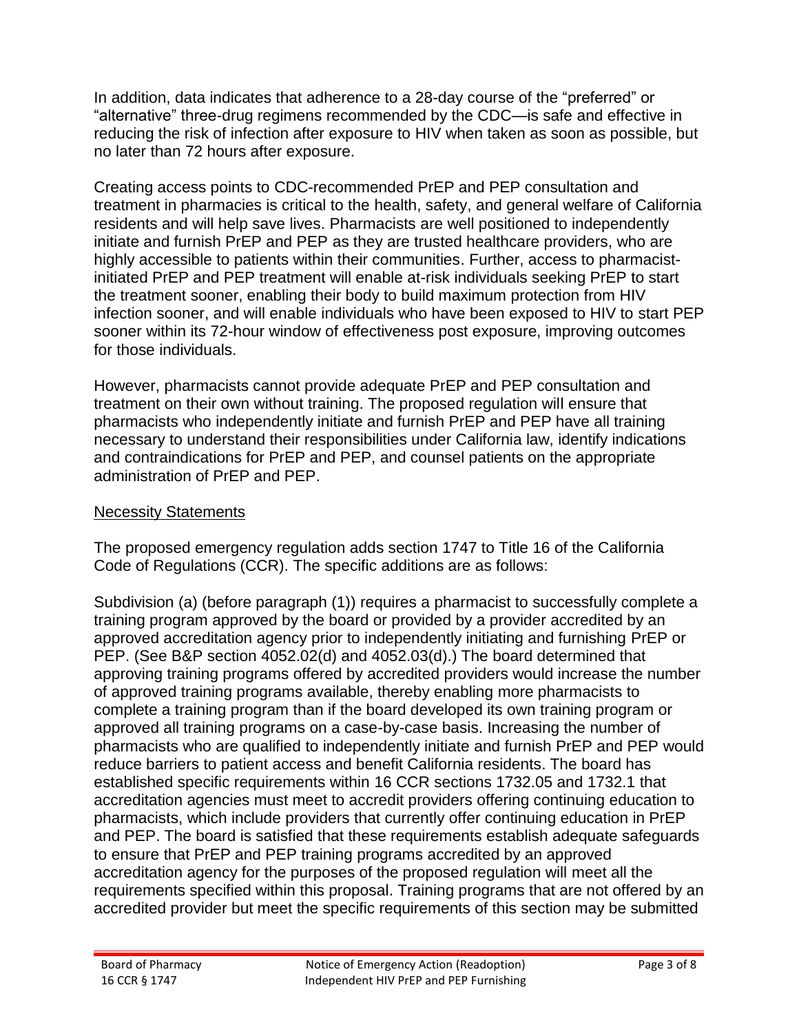In addition, data indicates that adherence to a 28-day course of the "preferred" or "alternative" three-drug regimens recommended by the CDC—is safe and effective in reducing the risk of infection after exposure to HIV when taken as soon as possible, but no later than 72 hours after exposure.

Creating access points to CDC-recommended PrEP and PEP consultation and treatment in pharmacies is critical to the health, safety, and general welfare of California residents and will help save lives. Pharmacists are well positioned to independently initiate and furnish PrEP and PEP as they are trusted healthcare providers, who are highly accessible to patients within their communities. Further, access to pharmacist-initiated PrEP and PEP treatment will enable at-risk individuals seeking PrEP to start the treatment sooner, enabling their body to build maximum protection from HIV infection sooner, and will enable individuals who have been exposed to HIV to start PEP sooner within its 72-hour window of effectiveness post exposure, improving outcomes for those individuals.

However, pharmacists cannot provide adequate PrEP and PEP consultation and treatment on their own without training. The proposed regulation will ensure that pharmacists who independently initiate and furnish PrEP and PEP have all training necessary to understand their responsibilities under California law, identify indications and contraindications for PrEP and PEP, and counsel patients on the appropriate administration of PrEP and PEP.

## Necessity Statements

The proposed emergency regulation adds section 1747 to Title 16 of the California Code of Regulations (CCR). The specific additions are as follows:

Subdivision (a) (before paragraph (1)) requires a pharmacist to successfully complete a training program approved by the board or provided by a provider accredited by an approved accreditation agency prior to independently initiating and furnishing PrEP or PEP. (See B&P section 4052.02(d) and 4052.03(d).) The board determined that approving training programs offered by accredited providers would increase the number of approved training programs available, thereby enabling more pharmacists to complete a training program than if the board developed its own training program or approved all training programs on a case-by-case basis. Increasing the number of pharmacists who are qualified to independently initiate and furnish PrEP and PEP would reduce barriers to patient access and benefit California residents. The board has established specific requirements within 16 CCR sections 1732.05 and 1732.1 that accreditation agencies must meet to accredit providers offering continuing education to pharmacists, which include providers that currently offer continuing education in PrEP and PEP. The board is satisfied that these requirements establish adequate safeguards to ensure that PrEP and PEP training programs accredited by an approved accreditation agency for the purposes of the proposed regulation will meet all the requirements specified within this proposal. Training programs that are not offered by an accredited provider but meet the specific requirements of this section may be submitted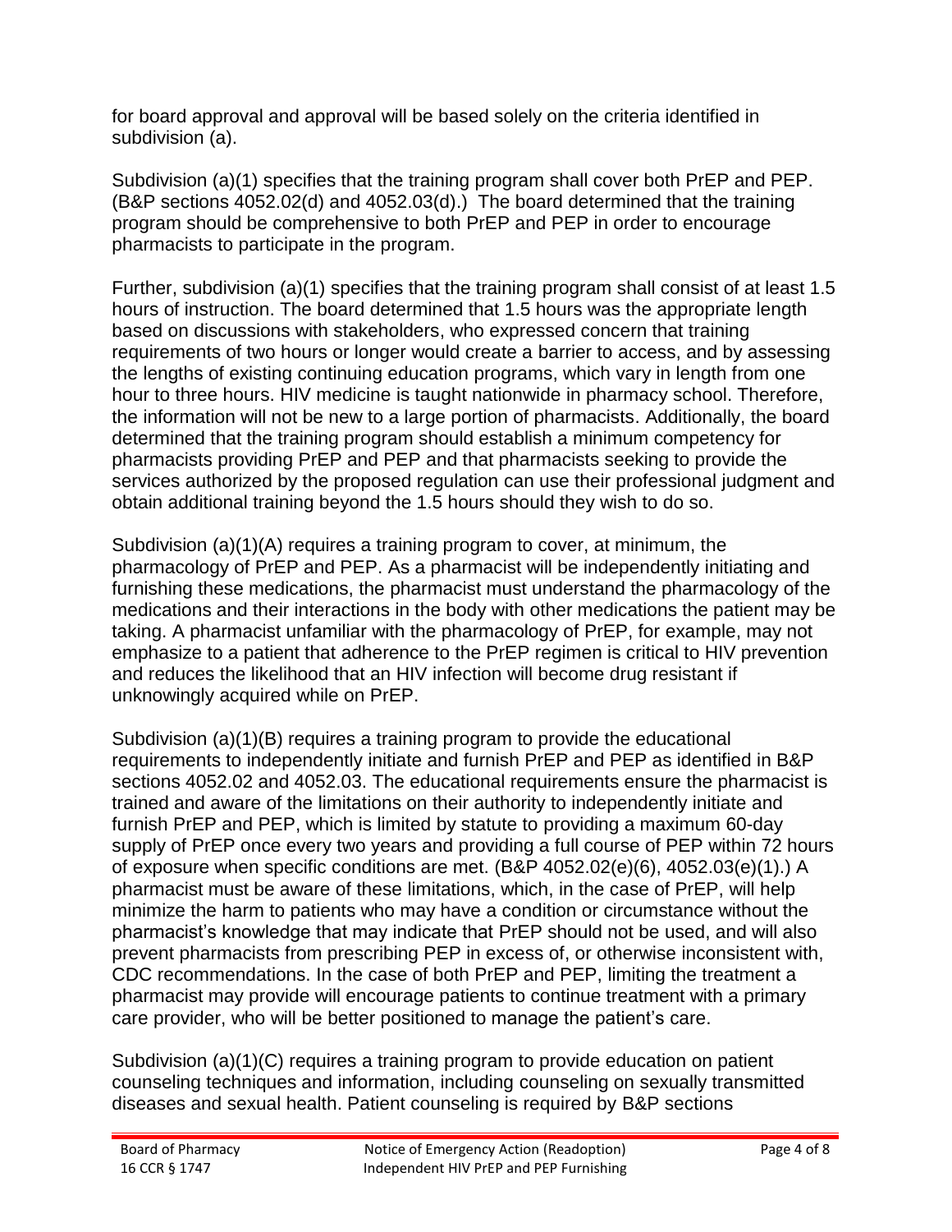for board approval and approval will be based solely on the criteria identified in subdivision (a).

Subdivision (a)(1) specifies that the training program shall cover both PrEP and PEP. (B&P sections 4052.02(d) and 4052.03(d).) The board determined that the training program should be comprehensive to both PrEP and PEP in order to encourage pharmacists to participate in the program.

Further, subdivision (a)(1) specifies that the training program shall consist of at least 1.5 hours of instruction. The board determined that 1.5 hours was the appropriate length based on discussions with stakeholders, who expressed concern that training requirements of two hours or longer would create a barrier to access, and by assessing the lengths of existing continuing education programs, which vary in length from one hour to three hours. HIV medicine is taught nationwide in pharmacy school. Therefore, the information will not be new to a large portion of pharmacists. Additionally, the board determined that the training program should establish a minimum competency for pharmacists providing PrEP and PEP and that pharmacists seeking to provide the services authorized by the proposed regulation can use their professional judgment and obtain additional training beyond the 1.5 hours should they wish to do so.

Subdivision (a)(1)(A) requires a training program to cover, at minimum, the pharmacology of PrEP and PEP. As a pharmacist will be independently initiating and furnishing these medications, the pharmacist must understand the pharmacology of the medications and their interactions in the body with other medications the patient may be taking. A pharmacist unfamiliar with the pharmacology of PrEP, for example, may not emphasize to a patient that adherence to the PrEP regimen is critical to HIV prevention and reduces the likelihood that an HIV infection will become drug resistant if unknowingly acquired while on PrEP.

Subdivision (a)(1)(B) requires a training program to provide the educational requirements to independently initiate and furnish PrEP and PEP as identified in B&P sections 4052.02 and 4052.03. The educational requirements ensure the pharmacist is trained and aware of the limitations on their authority to independently initiate and furnish PrEP and PEP, which is limited by statute to providing a maximum 60-day supply of PrEP once every two years and providing a full course of PEP within 72 hours of exposure when specific conditions are met. (B&P 4052.02(e)(6), 4052.03(e)(1).) A pharmacist must be aware of these limitations, which, in the case of PrEP, will help minimize the harm to patients who may have a condition or circumstance without the pharmacist's knowledge that may indicate that PrEP should not be used, and will also prevent pharmacists from prescribing PEP in excess of, or otherwise inconsistent with, CDC recommendations. In the case of both PrEP and PEP, limiting the treatment a pharmacist may provide will encourage patients to continue treatment with a primary care provider, who will be better positioned to manage the patient's care.

Subdivision (a)(1)(C) requires a training program to provide education on patient counseling techniques and information, including counseling on sexually transmitted diseases and sexual health. Patient counseling is required by B&P sections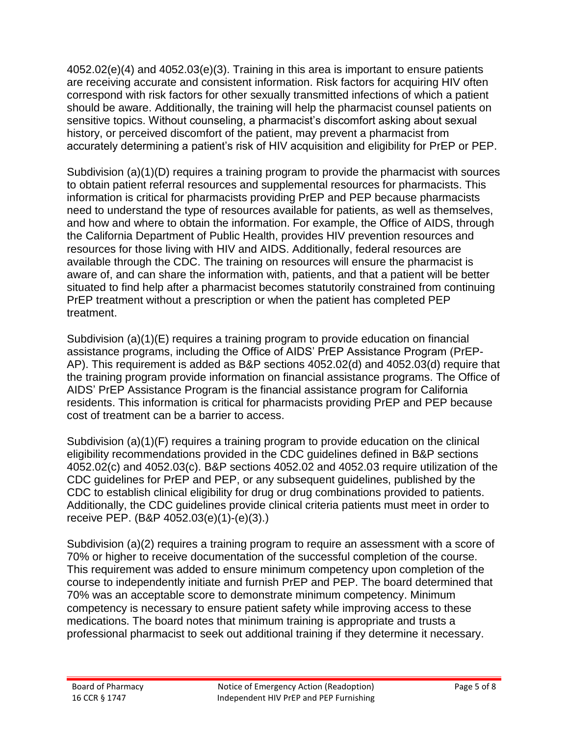4052.02(e)(4) and 4052.03(e)(3). Training in this area is important to ensure patients are receiving accurate and consistent information. Risk factors for acquiring HIV often correspond with risk factors for other sexually transmitted infections of which a patient should be aware. Additionally, the training will help the pharmacist counsel patients on sensitive topics. Without counseling, a pharmacist's discomfort asking about sexual history, or perceived discomfort of the patient, may prevent a pharmacist from accurately determining a patient's risk of HIV acquisition and eligibility for PrEP or PEP.

Subdivision (a)(1)(D) requires a training program to provide the pharmacist with sources to obtain patient referral resources and supplemental resources for pharmacists. This information is critical for pharmacists providing PrEP and PEP because pharmacists need to understand the type of resources available for patients, as well as themselves, and how and where to obtain the information. For example, the Office of AIDS, through the California Department of Public Health, provides HIV prevention resources and resources for those living with HIV and AIDS. Additionally, federal resources are available through the CDC. The training on resources will ensure the pharmacist is aware of, and can share the information with, patients, and that a patient will be better situated to find help after a pharmacist becomes statutorily constrained from continuing PrEP treatment without a prescription or when the patient has completed PEP treatment.

Subdivision (a)(1)(E) requires a training program to provide education on financial assistance programs, including the Office of AIDS' PrEP Assistance Program (PrEP-AP). This requirement is added as B&P sections 4052.02(d) and 4052.03(d) require that the training program provide information on financial assistance programs. The Office of AIDS' PrEP Assistance Program is the financial assistance program for California residents. This information is critical for pharmacists providing PrEP and PEP because cost of treatment can be a barrier to access.

Subdivision (a)(1)(F) requires a training program to provide education on the clinical eligibility recommendations provided in the CDC guidelines defined in B&P sections 4052.02(c) and 4052.03(c). B&P sections 4052.02 and 4052.03 require utilization of the CDC guidelines for PrEP and PEP, or any subsequent guidelines, published by the CDC to establish clinical eligibility for drug or drug combinations provided to patients. Additionally, the CDC guidelines provide clinical criteria patients must meet in order to receive PEP. (B&P 4052.03(e)(1)-(e)(3).)

Subdivision (a)(2) requires a training program to require an assessment with a score of 70% or higher to receive documentation of the successful completion of the course. This requirement was added to ensure minimum competency upon completion of the course to independently initiate and furnish PrEP and PEP. The board determined that 70% was an acceptable score to demonstrate minimum competency. Minimum competency is necessary to ensure patient safety while improving access to these medications. The board notes that minimum training is appropriate and trusts a professional pharmacist to seek out additional training if they determine it necessary.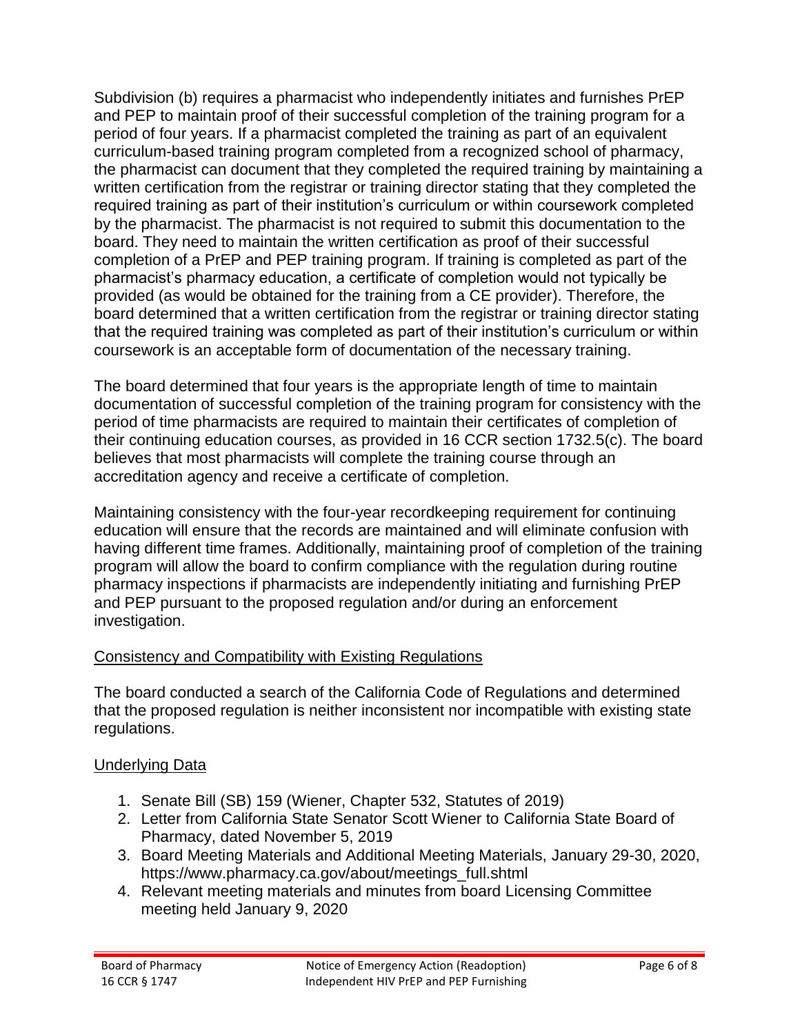Subdivision (b) requires a pharmacist who independently initiates and furnishes PrEP and PEP to maintain proof of their successful completion of the training program for a period of four years. If a pharmacist completed the training as part of an equivalent curriculum-based training program completed from a recognized school of pharmacy, the pharmacist can document that they completed the required training by maintaining a written certification from the registrar or training director stating that they completed the required training as part of their institution's curriculum or within coursework completed by the pharmacist. The pharmacist is not required to submit this documentation to the board. They need to maintain the written certification as proof of their successful completion of a PrEP and PEP training program. If training is completed as part of the pharmacist's pharmacy education, a certificate of completion would not typically be provided (as would be obtained for the training from a CE provider). Therefore, the board determined that a written certification from the registrar or training director stating that the required training was completed as part of their institution's curriculum or within coursework is an acceptable form of documentation of the necessary training.

The board determined that four years is the appropriate length of time to maintain documentation of successful completion of the training program for consistency with the period of time pharmacists are required to maintain their certificates of completion of their continuing education courses, as provided in 16 CCR section 1732.5(c). The board believes that most pharmacists will complete the training course through an accreditation agency and receive a certificate of completion.

Maintaining consistency with the four-year recordkeeping requirement for continuing education will ensure that the records are maintained and will eliminate confusion with having different time frames. Additionally, maintaining proof of completion of the training program will allow the board to confirm compliance with the regulation during routine pharmacy inspections if pharmacists are independently initiating and furnishing PrEP and PEP pursuant to the proposed regulation and/or during an enforcement investigation.

## Consistency and Compatibility with Existing Regulations

The board conducted a search of the California Code of Regulations and determined that the proposed regulation is neither inconsistent nor incompatible with existing state regulations.

## Underlying Data

1. Senate Bill (SB) 159 (Wiener, Chapter 532, Statutes of 2019)
2. Letter from California State Senator Scott Wiener to California State Board of Pharmacy, dated November 5, 2019
3. Board Meeting Materials and Additional Meeting Materials, January 29-30, 2020, https://www.pharmacy.ca.gov/about/meetings_full.shtml
4. Relevant meeting materials and minutes from board Licensing Committee meeting held January 9, 2020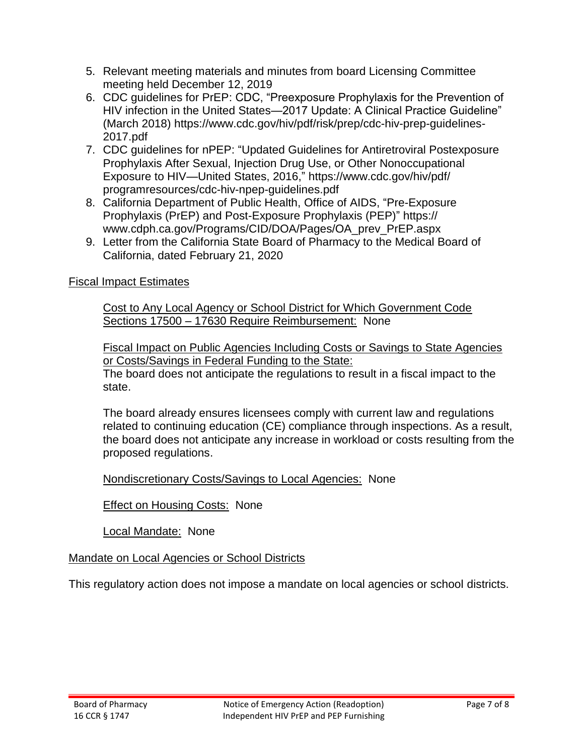5. Relevant meeting materials and minutes from board Licensing Committee meeting held December 12, 2019
6. CDC guidelines for PrEP: CDC, "Preexposure Prophylaxis for the Prevention of HIV infection in the United States—2017 Update: A Clinical Practice Guideline" (March 2018) https://www.cdc.gov/hiv/pdf/risk/prep/cdc-hiv-prep-guidelines-2017.pdf
7. CDC guidelines for nPEP: "Updated Guidelines for Antiretroviral Postexposure Prophylaxis After Sexual, Injection Drug Use, or Other Nonoccupational Exposure to HIV—United States, 2016," https://www.cdc.gov/hiv/pdf/programresources/cdc-hiv-npep-guidelines.pdf
8. California Department of Public Health, Office of AIDS, "Pre-Exposure Prophylaxis (PrEP) and Post-Exposure Prophylaxis (PEP)" https://www.cdph.ca.gov/Programs/CID/DOA/Pages/OA_prev_PrEP.aspx
9. Letter from the California State Board of Pharmacy to the Medical Board of California, dated February 21, 2020

Fiscal Impact Estimates

Cost to Any Local Agency or School District for Which Government Code Sections 17500 – 17630 Require Reimbursement: None

Fiscal Impact on Public Agencies Including Costs or Savings to State Agencies or Costs/Savings in Federal Funding to the State:
The board does not anticipate the regulations to result in a fiscal impact to the state.

The board already ensures licensees comply with current law and regulations related to continuing education (CE) compliance through inspections. As a result, the board does not anticipate any increase in workload or costs resulting from the proposed regulations.

Nondiscretionary Costs/Savings to Local Agencies: None

Effect on Housing Costs: None

Local Mandate: None

Mandate on Local Agencies or School Districts

This regulatory action does not impose a mandate on local agencies or school districts.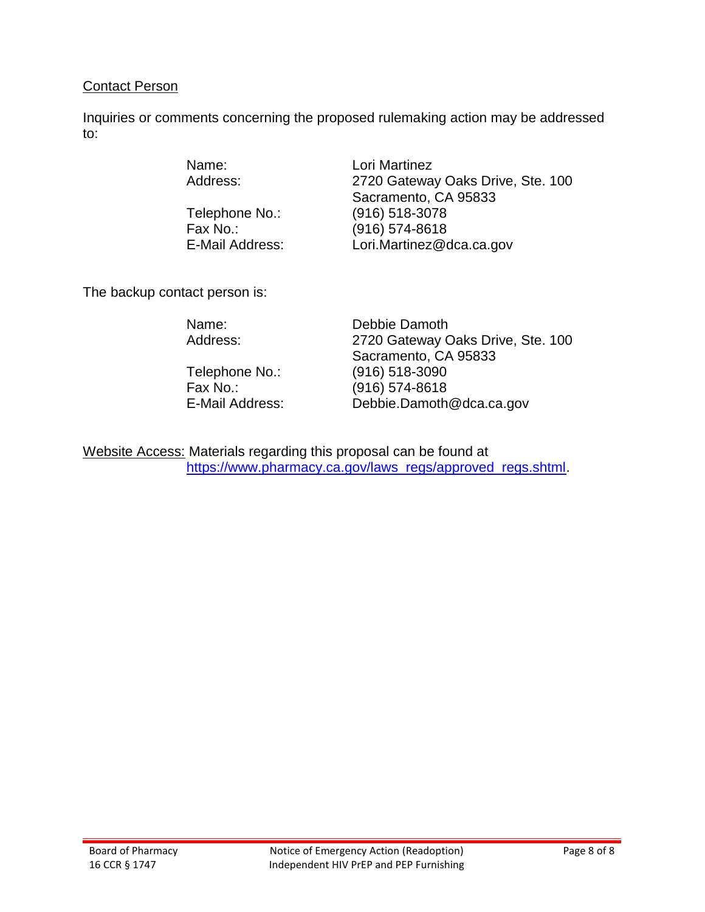Contact Person

Inquiries or comments concerning the proposed rulemaking action may be addressed to:

| | |
|---|---|
| Name: | Lori Martinez |
| Address: | 2720 Gateway Oaks Drive, Ste. 100<br>Sacramento, CA 95833 |
| Telephone No.: | (916) 518-3078 |
| Fax No.: | (916) 574-8618 |
| E-Mail Address: | Lori.Martinez@dca.ca.gov |

The backup contact person is:

| | |
|---|---|
| Name: | Debbie Damoth |
| Address: | 2720 Gateway Oaks Drive, Ste. 100<br>Sacramento, CA 95833 |
| Telephone No.: | (916) 518-3090 |
| Fax No.: | (916) 574-8618 |
| E-Mail Address: | Debbie.Damoth@dca.ca.gov |

Website Access: Materials regarding this proposal can be found at https://www.pharmacy.ca.gov/laws_regs/approved_regs.shtml.